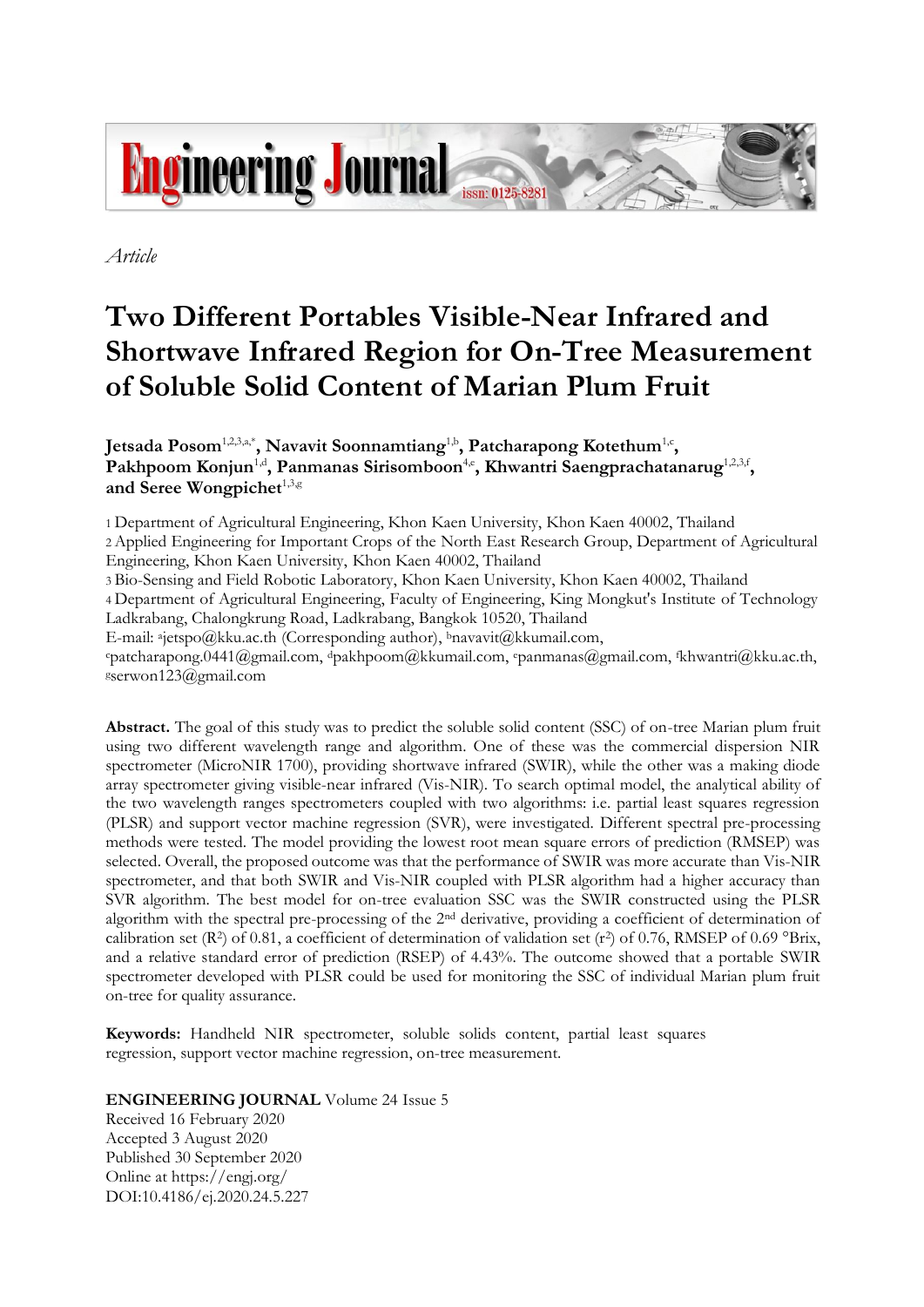*Article*

# Two Different Portables Visible-Near Infrared and Shortwave Infrared Region for On-Tree Measurement of Soluble Solid Content of Marian Plum Fruit

**Jetsada Posom**[1,2,3,a,*]**, Navavit Soonnamtiang**[1,b]**, Patcharapong Kotethum**[1,c]**, Pakhpoom Konjun**[1,d]**, Panmanas Sirisomboon**[4,e]**, Khwantri Saengprachatanarug**[1,2,3,f]**, and Seree Wongpichet**[1,3,g]

1 Department of Agricultural Engineering, Khon Kaen University, Khon Kaen 40002, Thailand
2 Applied Engineering for Important Crops of the North East Research Group, Department of Agricultural Engineering, Khon Kaen University, Khon Kaen 40002, Thailand
3 Bio-Sensing and Field Robotic Laboratory, Khon Kaen University, Khon Kaen 40002, Thailand
4 Department of Agricultural Engineering, Faculty of Engineering, King Mongkut's Institute of Technology Ladkrabang, Chalongkrung Road, Ladkrabang, Bangkok 10520, Thailand
E-mail: [a]jetspo@kku.ac.th (Corresponding author), [b]navavit@kkumail.com, [c]patcharapong.0441@gmail.com, [d]pakhpoom@kkumail.com, [e]panmanas@gmail.com, [f]khwantri@kku.ac.th, [g]serwon123@gmail.com

**Abstract.** The goal of this study was to predict the soluble solid content (SSC) of on-tree Marian plum fruit using two different wavelength range and algorithm. One of these was the commercial dispersion NIR spectrometer (MicroNIR 1700), providing shortwave infrared (SWIR), while the other was a making diode array spectrometer giving visible-near infrared (Vis-NIR). To search optimal model, the analytical ability of the two wavelength ranges spectrometers coupled with two algorithms: i.e. partial least squares regression (PLSR) and support vector machine regression (SVR), were investigated. Different spectral pre-processing methods were tested. The model providing the lowest root mean square errors of prediction (RMSEP) was selected. Overall, the proposed outcome was that the performance of SWIR was more accurate than Vis-NIR spectrometer, and that both SWIR and Vis-NIR coupled with PLSR algorithm had a higher accuracy than SVR algorithm. The best model for on-tree evaluation SSC was the SWIR constructed using the PLSR algorithm with the spectral pre-processing of the 2$^{nd}$ derivative, providing a coefficient of determination of calibration set ($R^2$) of 0.81, a coefficient of determination of validation set ($r^2$) of 0.76, RMSEP of 0.69 °Brix, and a relative standard error of prediction (RSEP) of 4.43%. The outcome showed that a portable SWIR spectrometer developed with PLSR could be used for monitoring the SSC of individual Marian plum fruit on-tree for quality assurance.

**Keywords:** Handheld NIR spectrometer, soluble solids content, partial least squares regression, support vector machine regression, on-tree measurement.

**ENGINEERING JOURNAL** Volume 24 Issue 5
Received 16 February 2020
Accepted 3 August 2020
Published 30 September 2020
Online at https://engj.org/
DOI:10.4186/ej.2020.24.5.227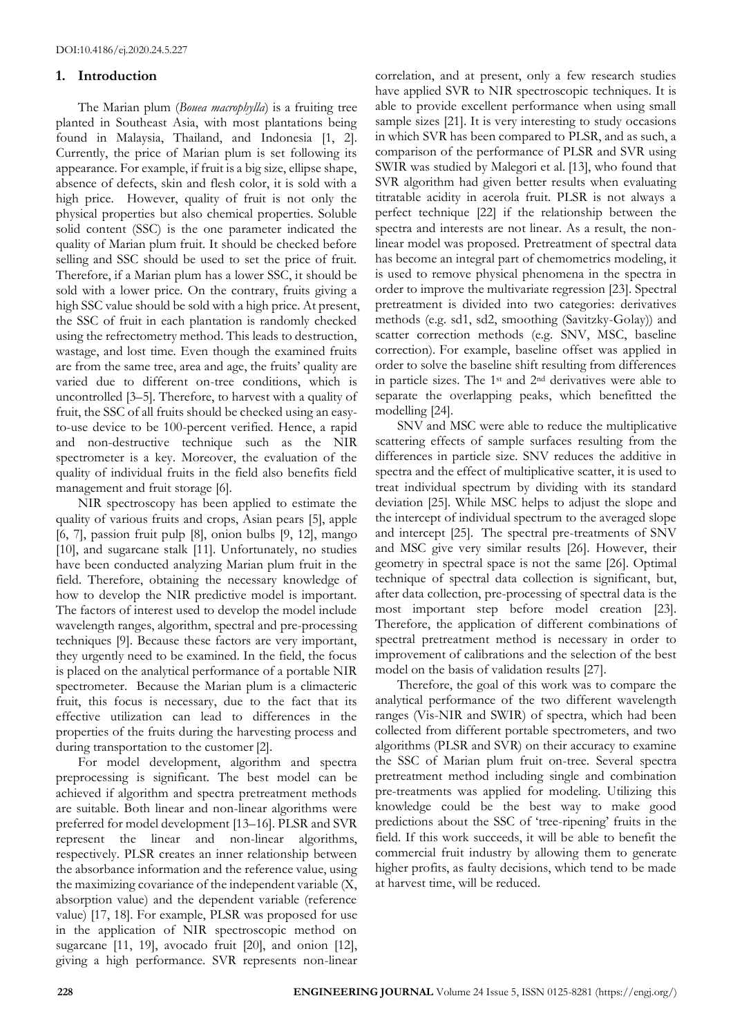## 1. Introduction

The Marian plum (*Bouea macrophylla*) is a fruiting tree planted in Southeast Asia, with most plantations being found in Malaysia, Thailand, and Indonesia [1, 2]. Currently, the price of Marian plum is set following its appearance. For example, if fruit is a big size, ellipse shape, absence of defects, skin and flesh color, it is sold with a high price. However, quality of fruit is not only the physical properties but also chemical properties. Soluble solid content (SSC) is the one parameter indicated the quality of Marian plum fruit. It should be checked before selling and SSC should be used to set the price of fruit. Therefore, if a Marian plum has a lower SSC, it should be sold with a lower price. On the contrary, fruits giving a high SSC value should be sold with a high price. At present, the SSC of fruit in each plantation is randomly checked using the refrectometry method. This leads to destruction, wastage, and lost time. Even though the examined fruits are from the same tree, area and age, the fruits' quality are varied due to different on-tree conditions, which is uncontrolled [3–5]. Therefore, to harvest with a quality of fruit, the SSC of all fruits should be checked using an easy-to-use device to be 100-percent verified. Hence, a rapid and non-destructive technique such as the NIR spectrometer is a key. Moreover, the evaluation of the quality of individual fruits in the field also benefits field management and fruit storage [6].

NIR spectroscopy has been applied to estimate the quality of various fruits and crops, Asian pears [5], apple [6, 7], passion fruit pulp [8], onion bulbs [9, 12], mango [10], and sugarcane stalk [11]. Unfortunately, no studies have been conducted analyzing Marian plum fruit in the field. Therefore, obtaining the necessary knowledge of how to develop the NIR predictive model is important. The factors of interest used to develop the model include wavelength ranges, algorithm, spectral and pre-processing techniques [9]. Because these factors are very important, they urgently need to be examined. In the field, the focus is placed on the analytical performance of a portable NIR spectrometer. Because the Marian plum is a climacteric fruit, this focus is necessary, due to the fact that its effective utilization can lead to differences in the properties of the fruits during the harvesting process and during transportation to the customer [2].

For model development, algorithm and spectra preprocessing is significant. The best model can be achieved if algorithm and spectra pretreatment methods are suitable. Both linear and non-linear algorithms were preferred for model development [13–16]. PLSR and SVR represent the linear and non-linear algorithms, respectively. PLSR creates an inner relationship between the absorbance information and the reference value, using the maximizing covariance of the independent variable (X, absorption value) and the dependent variable (reference value) [17, 18]. For example, PLSR was proposed for use in the application of NIR spectroscopic method on sugarcane [11, 19], avocado fruit [20], and onion [12], giving a high performance. SVR represents non-linear correlation, and at present, only a few research studies have applied SVR to NIR spectroscopic techniques. It is able to provide excellent performance when using small sample sizes [21]. It is very interesting to study occasions in which SVR has been compared to PLSR, and as such, a comparison of the performance of PLSR and SVR using SWIR was studied by Malegori et al. [13], who found that SVR algorithm had given better results when evaluating titratable acidity in acerola fruit. PLSR is not always a perfect technique [22] if the relationship between the spectra and interests are not linear. As a result, the non-linear model was proposed. Pretreatment of spectral data has become an integral part of chemometrics modeling, it is used to remove physical phenomena in the spectra in order to improve the multivariate regression [23]. Spectral pretreatment is divided into two categories: derivatives methods (e.g. sd1, sd2, smoothing (Savitzky-Golay)) and scatter correction methods (e.g. SNV, MSC, baseline correction). For example, baseline offset was applied in order to solve the baseline shift resulting from differences in particle sizes. The 1st and 2nd derivatives were able to separate the overlapping peaks, which benefitted the modelling [24].

SNV and MSC were able to reduce the multiplicative scattering effects of sample surfaces resulting from the differences in particle size. SNV reduces the additive in spectra and the effect of multiplicative scatter, it is used to treat individual spectrum by dividing with its standard deviation [25]. While MSC helps to adjust the slope and the intercept of individual spectrum to the averaged slope and intercept [25]. The spectral pre-treatments of SNV and MSC give very similar results [26]. However, their geometry in spectral space is not the same [26]. Optimal technique of spectral data collection is significant, but, after data collection, pre-processing of spectral data is the most important step before model creation [23]. Therefore, the application of different combinations of spectral pretreatment method is necessary in order to improvement of calibrations and the selection of the best model on the basis of validation results [27].

Therefore, the goal of this work was to compare the analytical performance of the two different wavelength ranges (Vis-NIR and SWIR) of spectra, which had been collected from different portable spectrometers, and two algorithms (PLSR and SVR) on their accuracy to examine the SSC of Marian plum fruit on-tree. Several spectra pretreatment method including single and combination pre-treatments was applied for modeling. Utilizing this knowledge could be the best way to make good predictions about the SSC of 'tree-ripening' fruits in the field. If this work succeeds, it will be able to benefit the commercial fruit industry by allowing them to generate higher profits, as faulty decisions, which tend to be made at harvest time, will be reduced.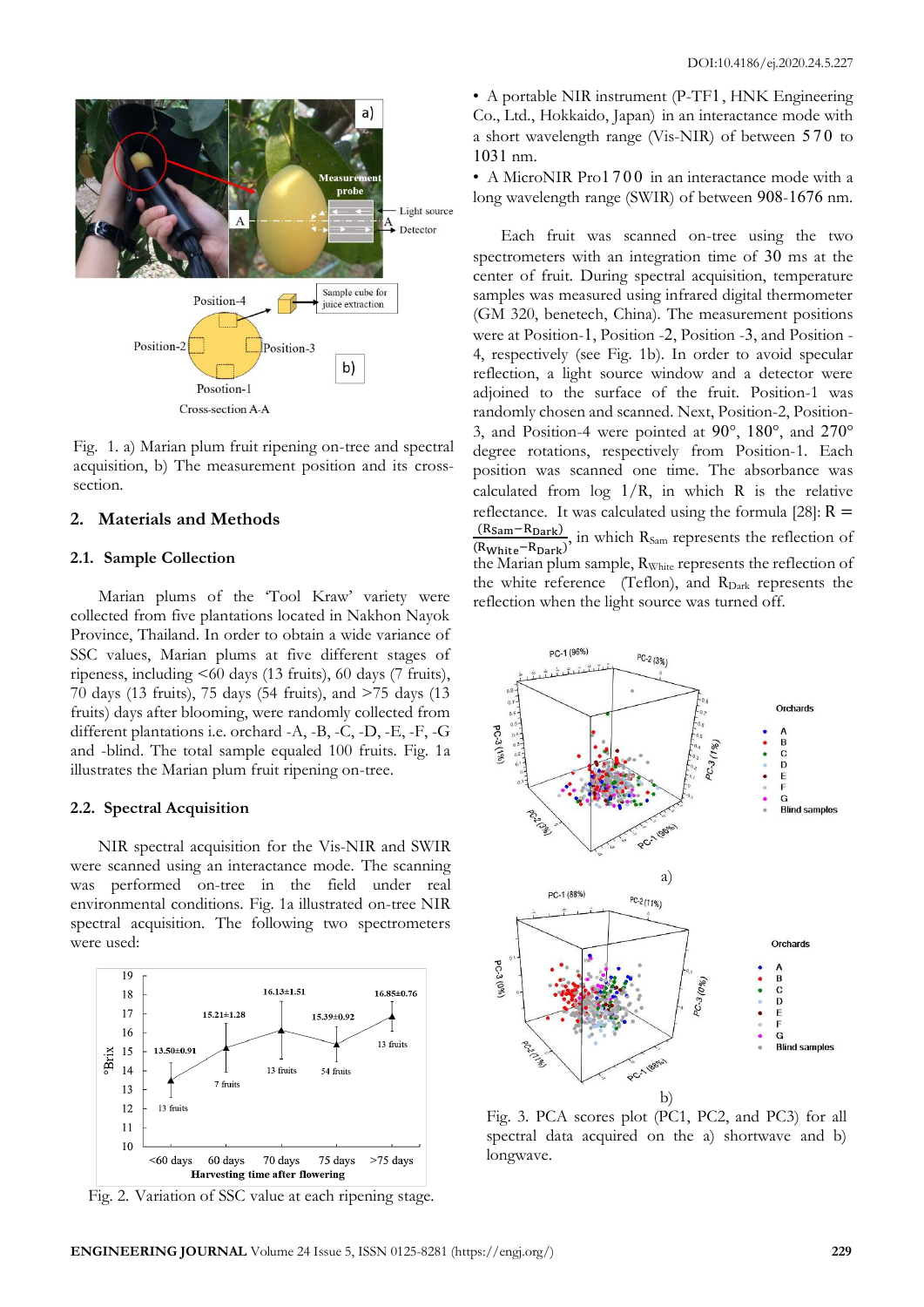Fig. 1. a) Marian plum fruit ripening on-tree and spectral acquisition, b) The measurement position and its cross-section.

## 2. Materials and Methods

### 2.1. Sample Collection

Marian plums of the 'Tool Kraw' variety were collected from five plantations located in Nakhon Nayok Province, Thailand. In order to obtain a wide variance of SSC values, Marian plums at five different stages of ripeness, including <60 days (13 fruits), 60 days (7 fruits), 70 days (13 fruits), 75 days (54 fruits), and >75 days (13 fruits) days after blooming, were randomly collected from different plantations i.e. orchard -A, -B, -C, -D, -E, -F, -G and -blind. The total sample equaled 100 fruits. Fig. 1a illustrates the Marian plum fruit ripening on-tree.

### 2.2. Spectral Acquisition

NIR spectral acquisition for the Vis-NIR and SWIR were scanned using an interactance mode. The scanning was performed on-tree in the field under real environmental conditions. Fig. 1a illustrated on-tree NIR spectral acquisition. The following two spectrometers were used:

Fig. 2. Variation of SSC value at each ripening stage.

- A portable NIR instrument (P-TF1, HNK Engineering Co., Ltd., Hokkaido, Japan) in an interactance mode with a short wavelength range (Vis-NIR) of between 570 to 1031 nm.
- A MicroNIR Pro1700 in an interactance mode with a long wavelength range (SWIR) of between 908-1676 nm.

Each fruit was scanned on-tree using the two spectrometers with an integration time of 30 ms at the center of fruit. During spectral acquisition, temperature samples was measured using infrared digital thermometer (GM 320, benetech, China). The measurement positions were at Position-1, Position -2, Position -3, and Position -4, respectively (see Fig. 1b). In order to avoid specular reflection, a light source window and a detector were adjoined to the surface of the fruit. Position-1 was randomly chosen and scanned. Next, Position-2, Position-3, and Position-4 were pointed at 90°, 180°, and 270° degree rotations, respectively from Position-1. Each position was scanned one time. The absorbance was calculated from log 1/R, in which R is the relative reflectance. It was calculated using the formula [28]: $R = \frac{(R_{Sam} - R_{Dark})}{(R_{White} - R_{Dark})}$, in which $R_{Sam}$ represents the reflection of the Marian plum sample, $R_{White}$ represents the reflection of the white reference (Teflon), and $R_{Dark}$ represents the reflection when the light source was turned off.

Fig. 3. PCA scores plot (PC1, PC2, and PC3) for all spectral data acquired on the a) shortwave and b) longwave.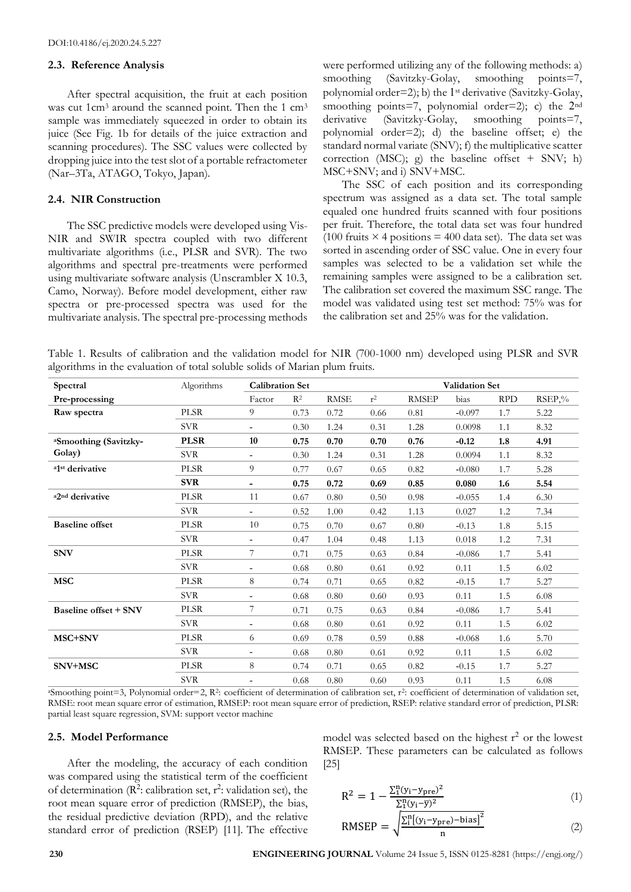## 2.3. Reference Analysis

After spectral acquisition, the fruit at each position was cut 1cm$^3$ around the scanned point. Then the 1 cm$^3$ sample was immediately squeezed in order to obtain its juice (See Fig. 1b for details of the juice extraction and scanning procedures). The SSC values were collected by dropping juice into the test slot of a portable refractometer (Nar–3Ta, ATAGO, Tokyo, Japan).

## 2.4. NIR Construction

The SSC predictive models were developed using Vis-NIR and SWIR spectra coupled with two different multivariate algorithms (i.e., PLSR and SVR). The two algorithms and spectral pre-treatments were performed using multivariate software analysis (Unscrambler X 10.3, Camo, Norway). Before model development, either raw spectra or pre-processed spectra was used for the multivariate analysis. The spectral pre-processing methods were performed utilizing any of the following methods: a) smoothing (Savitzky-Golay, smoothing points=7, polynomial order=2); b) the 1st derivative (Savitzky-Golay, smoothing points=7, polynomial order=2); c) the 2nd derivative (Savitzky-Golay, smoothing points=7, polynomial order=2); d) the baseline offset; e) the standard normal variate (SNV); f) the multiplicative scatter correction (MSC); g) the baseline offset + SNV; h) MSC+SNV; and i) SNV+MSC.

The SSC of each position and its corresponding spectrum was assigned as a data set. The total sample equaled one hundred fruits scanned with four positions per fruit. Therefore, the total data set was four hundred (100 fruits × 4 positions = 400 data set). The data set was sorted in ascending order of SSC value. One in every four samples was selected to be a validation set while the remaining samples were assigned to be a calibration set. The calibration set covered the maximum SSC range. The model was validated using test set method: 75% was for the calibration set and 25% was for the validation.

Table 1. Results of calibration and the validation model for NIR (700-1000 nm) developed using PLSR and SVR algorithms in the evaluation of total soluble solids of Marian plum fruits.

| Spectral Pre-processing | Algorithms | Calibration Set | | | Validation Set | | | | |
|---|---|---|---|---|---|---|---|---|---|
| | | Factor | $R^2$ | RMSE | $r^2$ | RMSEP | bias | RPD | RSEP,% |
| **Raw spectra** | PLSR | 9 | 0.73 | 0.72 | 0.66 | 0.81 | -0.097 | 1.7 | 5.22 |
| | SVR | - | 0.30 | 1.24 | 0.31 | 1.28 | 0.0098 | 1.1 | 8.32 |
| **[a]Smoothing (Savitzky-Golay)** | **PLSR** | **10** | **0.75** | **0.70** | **0.70** | **0.76** | **-0.12** | **1.8** | **4.91** |
| | SVR | - | 0.30 | 1.24 | 0.31 | 1.28 | 0.0094 | 1.1 | 8.32 |
| **[a]1st derivative** | PLSR | 9 | 0.77 | 0.67 | 0.65 | 0.82 | -0.080 | 1.7 | 5.28 |
| | **SVR** | **-** | **0.75** | **0.72** | **0.69** | **0.85** | **0.080** | **1.6** | **5.54** |
| **[a]2nd derivative** | PLSR | 11 | 0.67 | 0.80 | 0.50 | 0.98 | -0.055 | 1.4 | 6.30 |
| | SVR | - | 0.52 | 1.00 | 0.42 | 1.13 | 0.027 | 1.2 | 7.34 |
| **Baseline offset** | PLSR | 10 | 0.75 | 0.70 | 0.67 | 0.80 | -0.13 | 1.8 | 5.15 |
| | SVR | - | 0.47 | 1.04 | 0.48 | 1.13 | 0.018 | 1.2 | 7.31 |
| **SNV** | PLSR | 7 | 0.71 | 0.75 | 0.63 | 0.84 | -0.086 | 1.7 | 5.41 |
| | SVR | - | 0.68 | 0.80 | 0.61 | 0.92 | 0.11 | 1.5 | 6.02 |
| **MSC** | PLSR | 8 | 0.74 | 0.71 | 0.65 | 0.82 | -0.15 | 1.7 | 5.27 |
| | SVR | - | 0.68 | 0.80 | 0.60 | 0.93 | 0.11 | 1.5 | 6.08 |
| **Baseline offset + SNV** | PLSR | 7 | 0.71 | 0.75 | 0.63 | 0.84 | -0.086 | 1.7 | 5.41 |
| | SVR | - | 0.68 | 0.80 | 0.61 | 0.92 | 0.11 | 1.5 | 6.02 |
| **MSC+SNV** | PLSR | 6 | 0.69 | 0.78 | 0.59 | 0.88 | -0.068 | 1.6 | 5.70 |
| | SVR | - | 0.68 | 0.80 | 0.61 | 0.92 | 0.11 | 1.5 | 6.02 |
| **SNV+MSC** | PLSR | 8 | 0.74 | 0.71 | 0.65 | 0.82 | -0.15 | 1.7 | 5.27 |
| | SVR | - | 0.68 | 0.80 | 0.60 | 0.93 | 0.11 | 1.5 | 6.08 |

[a]Smoothing point=3, Polynomial order=2, $R^2$: coefficient of determination of calibration set, $r^2$: coefficient of determination of validation set, RMSE: root mean square error of estimation, RMSEP: root mean square error of prediction, RSEP: relative standard error of prediction, PLSR: partial least square regression, SVM: support vector machine

## 2.5. Model Performance

After the modeling, the accuracy of each condition was compared using the statistical term of the coefficient of determination ($R^2$: calibration set, $r^2$: validation set), the root mean square error of prediction (RMSEP), the bias, the residual predictive deviation (RPD), and the relative standard error of prediction (RSEP) [11]. The effective model was selected based on the highest $r^2$ or the lowest RMSEP. These parameters can be calculated as follows [25]

$$R^2 = 1 - \frac{\sum_1^n (y_i - y_{pre})^2}{\sum_1^n (y_i - \bar{y})^2} \tag{1}$$

$$RMSEP = \sqrt{\frac{\sum_1^n [(y_i - y_{pre}) - bias]^2}{n}} \tag{2}$$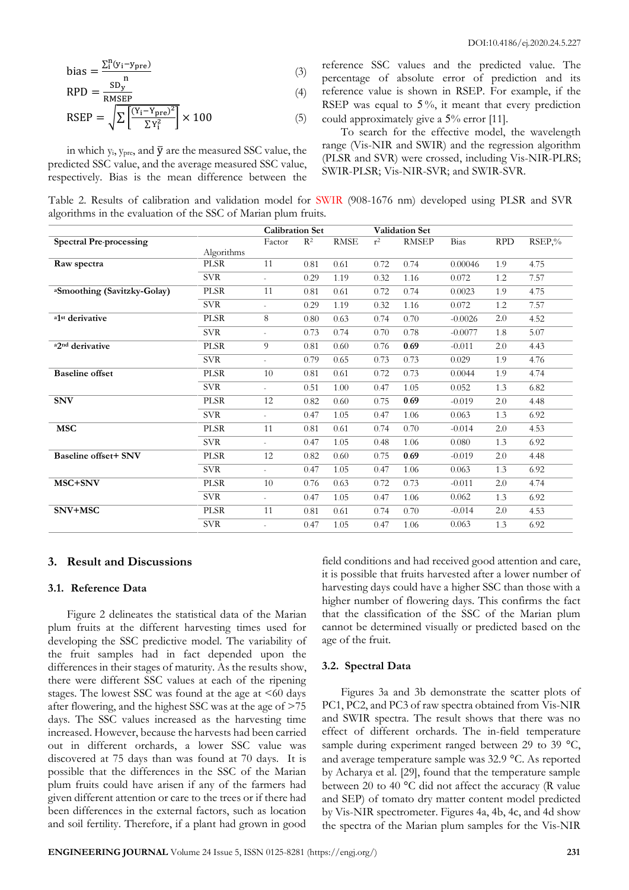$$\text{bias} = \frac{\sum_i^n (y_i - y_{pre})}{n} \tag{3}$$

$$\text{RPD} = \frac{SD_y}{\text{RMSEP}} \tag{4}$$

$$\text{RSEP} = \sqrt{\sum \left[\frac{(Y_i - Y_{pre})^2}{\sum Y_i^2}\right]} \times 100 \tag{5}$$

in which $y_i$, $y_{pre}$, and $\bar{y}$ are the measured SSC value, the predicted SSC value, and the average measured SSC value, respectively. Bias is the mean difference between the reference SSC values and the predicted value. The percentage of absolute error of prediction and its reference value is shown in RSEP. For example, if the RSEP was equal to 5 %, it meant that every prediction could approximately give a 5% error [11].

To search for the effective model, the wavelength range (Vis-NIR and SWIR) and the regression algorithm (PLSR and SVR) were crossed, including Vis-NIR-PLRS; SWIR-PLSR; Vis-NIR-SVR; and SWIR-SVR.

Table 2. Results of calibration and validation model for SWIR (908-1676 nm) developed using PLSR and SVR algorithms in the evaluation of the SSC of Marian plum fruits.

| Spectral Pre-processing | Algorithms | Calibration Set | | | Validation Set | | | | |
|---|---|---|---|---|---|---|---|---|---|
| | | Factor | $R^2$ | RMSE | $r^2$ | RMSEP | Bias | RPD | RSEP,% |
| **Raw spectra** | PLSR | 11 | 0.81 | 0.61 | 0.72 | 0.74 | 0.00046 | 1.9 | 4.75 |
| | SVR | - | 0.29 | 1.19 | 0.32 | 1.16 | 0.072 | 1.2 | 7.57 |
| **[a]Smoothing (Savitzky-Golay)** | PLSR | 11 | 0.81 | 0.61 | 0.72 | 0.74 | 0.0023 | 1.9 | 4.75 |
| | SVR | - | 0.29 | 1.19 | 0.32 | 1.16 | 0.072 | 1.2 | 7.57 |
| **[a]1st derivative** | PLSR | 8 | 0.80 | 0.63 | 0.74 | 0.70 | -0.0026 | 2.0 | 4.52 |
| | SVR | - | 0.73 | 0.74 | 0.70 | 0.78 | -0.0077 | 1.8 | 5.07 |
| **[a]2nd derivative** | PLSR | 9 | 0.81 | 0.60 | 0.76 | **0.69** | -0.011 | 2.0 | 4.43 |
| | SVR | - | 0.79 | 0.65 | 0.73 | 0.73 | 0.029 | 1.9 | 4.76 |
| **Baseline offset** | PLSR | 10 | 0.81 | 0.61 | 0.72 | 0.73 | 0.0044 | 1.9 | 4.74 |
| | SVR | - | 0.51 | 1.00 | 0.47 | 1.05 | 0.052 | 1.3 | 6.82 |
| **SNV** | PLSR | 12 | 0.82 | 0.60 | 0.75 | **0.69** | -0.019 | 2.0 | 4.48 |
| | SVR | - | 0.47 | 1.05 | 0.47 | 1.06 | 0.063 | 1.3 | 6.92 |
| **MSC** | PLSR | 11 | 0.81 | 0.61 | 0.74 | 0.70 | -0.014 | 2.0 | 4.53 |
| | SVR | - | 0.47 | 1.05 | 0.48 | 1.06 | 0.080 | 1.3 | 6.92 |
| **Baseline offset+ SNV** | PLSR | 12 | 0.82 | 0.60 | 0.75 | **0.69** | -0.019 | 2.0 | 4.48 |
| | SVR | - | 0.47 | 1.05 | 0.47 | 1.06 | 0.063 | 1.3 | 6.92 |
| **MSC+SNV** | PLSR | 10 | 0.76 | 0.63 | 0.72 | 0.73 | -0.011 | 2.0 | 4.74 |
| | SVR | - | 0.47 | 1.05 | 0.47 | 1.06 | 0.062 | 1.3 | 6.92 |
| **SNV+MSC** | PLSR | 11 | 0.81 | 0.61 | 0.74 | 0.70 | -0.014 | 2.0 | 4.53 |
| | SVR | - | 0.47 | 1.05 | 0.47 | 1.06 | 0.063 | 1.3 | 6.92 |

## 3. Result and Discussions

### 3.1. Reference Data

Figure 2 delineates the statistical data of the Marian plum fruits at the different harvesting times used for developing the SSC predictive model. The variability of the fruit samples had in fact depended upon the differences in their stages of maturity. As the results show, there were different SSC values at each of the ripening stages. The lowest SSC was found at the age at <60 days after flowering, and the highest SSC was at the age of >75 days. The SSC values increased as the harvesting time increased. However, because the harvests had been carried out in different orchards, a lower SSC value was discovered at 75 days than was found at 70 days. It is possible that the differences in the SSC of the Marian plum fruits could have arisen if any of the farmers had given different attention or care to the trees or if there had been differences in the external factors, such as location and soil fertility. Therefore, if a plant had grown in good field conditions and had received good attention and care, it is possible that fruits harvested after a lower number of harvesting days could have a higher SSC than those with a higher number of flowering days. This confirms the fact that the classification of the SSC of the Marian plum cannot be determined visually or predicted based on the age of the fruit.

### 3.2. Spectral Data

Figures 3a and 3b demonstrate the scatter plots of PC1, PC2, and PC3 of raw spectra obtained from Vis-NIR and SWIR spectra. The result shows that there was no effect of different orchards. The in-field temperature sample during experiment ranged between 29 to 39 °C, and average temperature sample was 32.9 °C. As reported by Acharya et al. [29], found that the temperature sample between 20 to 40 °C did not affect the accuracy (R value and SEP) of tomato dry matter content model predicted by Vis-NIR spectrometer. Figures 4a, 4b, 4c, and 4d show the spectra of the Marian plum samples for the Vis-NIR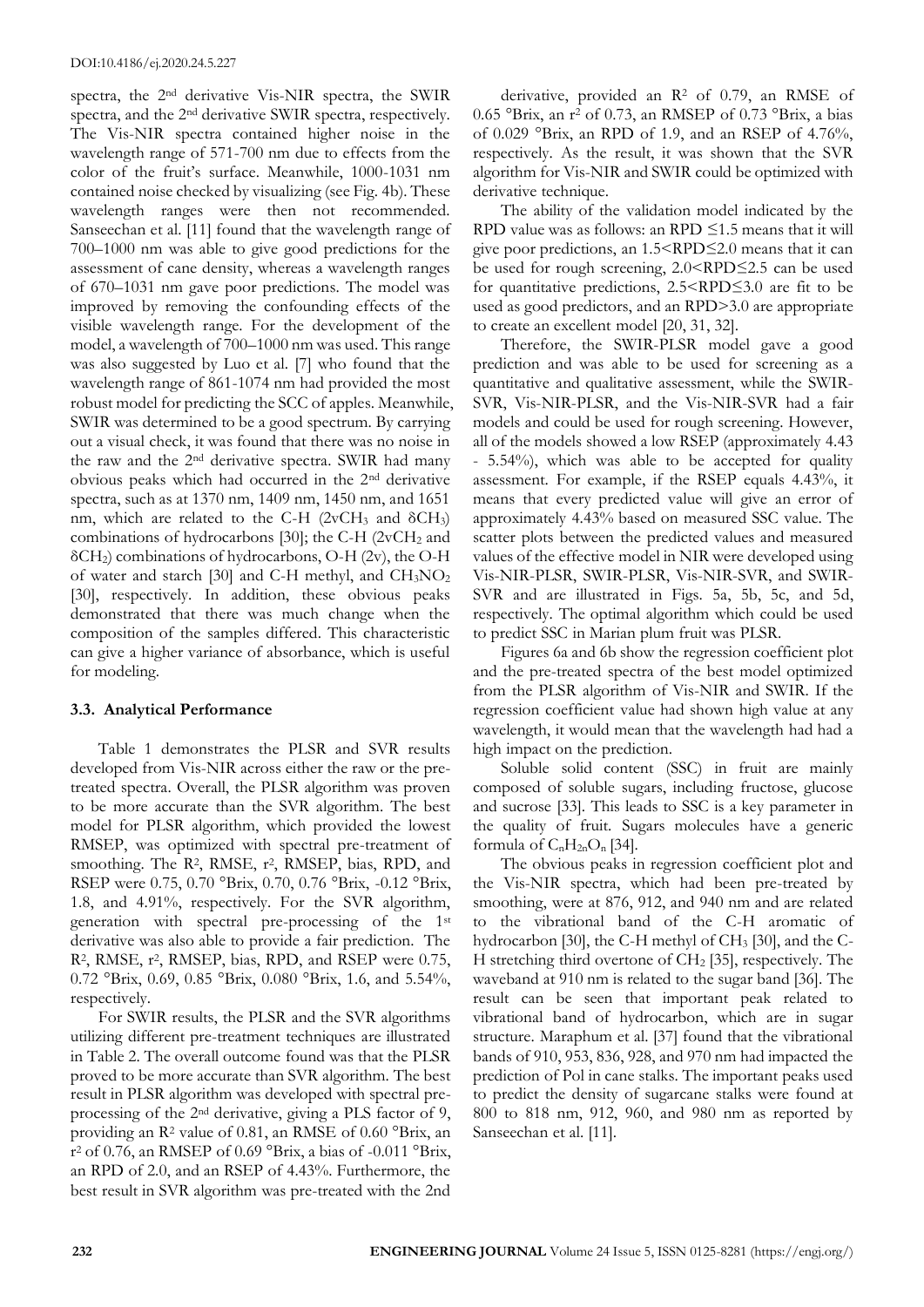spectra, the 2nd derivative Vis-NIR spectra, the SWIR spectra, and the 2nd derivative SWIR spectra, respectively. The Vis-NIR spectra contained higher noise in the wavelength range of 571-700 nm due to effects from the color of the fruit's surface. Meanwhile, 1000-1031 nm contained noise checked by visualizing (see Fig. 4b). These wavelength ranges were then not recommended. Sanseechan et al. [11] found that the wavelength range of 700–1000 nm was able to give good predictions for the assessment of cane density, whereas a wavelength ranges of 670–1031 nm gave poor predictions. The model was improved by removing the confounding effects of the visible wavelength range. For the development of the model, a wavelength of 700–1000 nm was used. This range was also suggested by Luo et al. [7] who found that the wavelength range of 861-1074 nm had provided the most robust model for predicting the SCC of apples. Meanwhile, SWIR was determined to be a good spectrum. By carrying out a visual check, it was found that there was no noise in the raw and the 2nd derivative spectra. SWIR had many obvious peaks which had occurred in the 2nd derivative spectra, such as at 1370 nm, 1409 nm, 1450 nm, and 1651 nm, which are related to the C-H ($2vCH_3$ and $\delta CH_3$) combinations of hydrocarbons [30]; the C-H ($2vCH_2$ and $\delta CH_2$) combinations of hydrocarbons, O-H (2v), the O-H of water and starch [30] and C-H methyl, and $CH_3NO_2$ [30], respectively. In addition, these obvious peaks demonstrated that there was much change when the composition of the samples differed. This characteristic can give a higher variance of absorbance, which is useful for modeling.

### 3.3. Analytical Performance

Table 1 demonstrates the PLSR and SVR results developed from Vis-NIR across either the raw or the pre-treated spectra. Overall, the PLSR algorithm was proven to be more accurate than the SVR algorithm. The best model for PLSR algorithm, which provided the lowest RMSEP, was optimized with spectral pre-treatment of smoothing. The $R^2$, RMSE, $r^2$, RMSEP, bias, RPD, and RSEP were 0.75, 0.70 °Brix, 0.70, 0.76 °Brix, -0.12 °Brix, 1.8, and 4.91%, respectively. For the SVR algorithm, generation with spectral pre-processing of the 1st derivative was also able to provide a fair prediction. The $R^2$, RMSE, $r^2$, RMSEP, bias, RPD, and RSEP were 0.75, 0.72 °Brix, 0.69, 0.85 °Brix, 0.080 °Brix, 1.6, and 5.54%, respectively.

For SWIR results, the PLSR and the SVR algorithms utilizing different pre-treatment techniques are illustrated in Table 2. The overall outcome found was that the PLSR proved to be more accurate than SVR algorithm. The best result in PLSR algorithm was developed with spectral pre-processing of the 2nd derivative, giving a PLS factor of 9, providing an $R^2$ value of 0.81, an RMSE of 0.60 °Brix, an $r^2$ of 0.76, an RMSEP of 0.69 °Brix, a bias of -0.011 °Brix, an RPD of 2.0, and an RSEP of 4.43%. Furthermore, the best result in SVR algorithm was pre-treated with the 2nd derivative, provided an $R^2$ of 0.79, an RMSE of 0.65 °Brix, an $r^2$ of 0.73, an RMSEP of 0.73 °Brix, a bias of 0.029 °Brix, an RPD of 1.9, and an RSEP of 4.76%, respectively. As the result, it was shown that the SVR algorithm for Vis-NIR and SWIR could be optimized with derivative technique.

The ability of the validation model indicated by the RPD value was as follows: an RPD $\leq 1.5$ means that it will give poor predictions, an $1.5 < \text{RPD} \leq 2.0$ means that it can be used for rough screening, $2.0 < \text{RPD} \leq 2.5$ can be used for quantitative predictions, $2.5 < \text{RPD} \leq 3.0$ are fit to be used as good predictors, and an RPD>3.0 are appropriate to create an excellent model [20, 31, 32].

Therefore, the SWIR-PLSR model gave a good prediction and was able to be used for screening as a quantitative and qualitative assessment, while the SWIR-SVR, Vis-NIR-PLSR, and the Vis-NIR-SVR had a fair models and could be used for rough screening. However, all of the models showed a low RSEP (approximately 4.43 - 5.54%), which was able to be accepted for quality assessment. For example, if the RSEP equals 4.43%, it means that every predicted value will give an error of approximately 4.43% based on measured SSC value. The scatter plots between the predicted values and measured values of the effective model in NIR were developed using Vis-NIR-PLSR, SWIR-PLSR, Vis-NIR-SVR, and SWIR-SVR and are illustrated in Figs. 5a, 5b, 5c, and 5d, respectively. The optimal algorithm which could be used to predict SSC in Marian plum fruit was PLSR.

Figures 6a and 6b show the regression coefficient plot and the pre-treated spectra of the best model optimized from the PLSR algorithm of Vis-NIR and SWIR. If the regression coefficient value had shown high value at any wavelength, it would mean that the wavelength had had a high impact on the prediction.

Soluble solid content (SSC) in fruit are mainly composed of soluble sugars, including fructose, glucose and sucrose [33]. This leads to SSC is a key parameter in the quality of fruit. Sugars molecules have a generic formula of $C_nH_{2n}O_n$ [34].

The obvious peaks in regression coefficient plot and the Vis-NIR spectra, which had been pre-treated by smoothing, were at 876, 912, and 940 nm and are related to the vibrational band of the C-H aromatic of hydrocarbon [30], the C-H methyl of $CH_3$ [30], and the C-H stretching third overtone of $CH_2$ [35], respectively. The waveband at 910 nm is related to the sugar band [36]. The result can be seen that important peak related to vibrational band of hydrocarbon, which are in sugar structure. Maraphum et al. [37] found that the vibrational bands of 910, 953, 836, 928, and 970 nm had impacted the prediction of Pol in cane stalks. The important peaks used to predict the density of sugarcane stalks were found at 800 to 818 nm, 912, 960, and 980 nm as reported by Sanseechan et al. [11].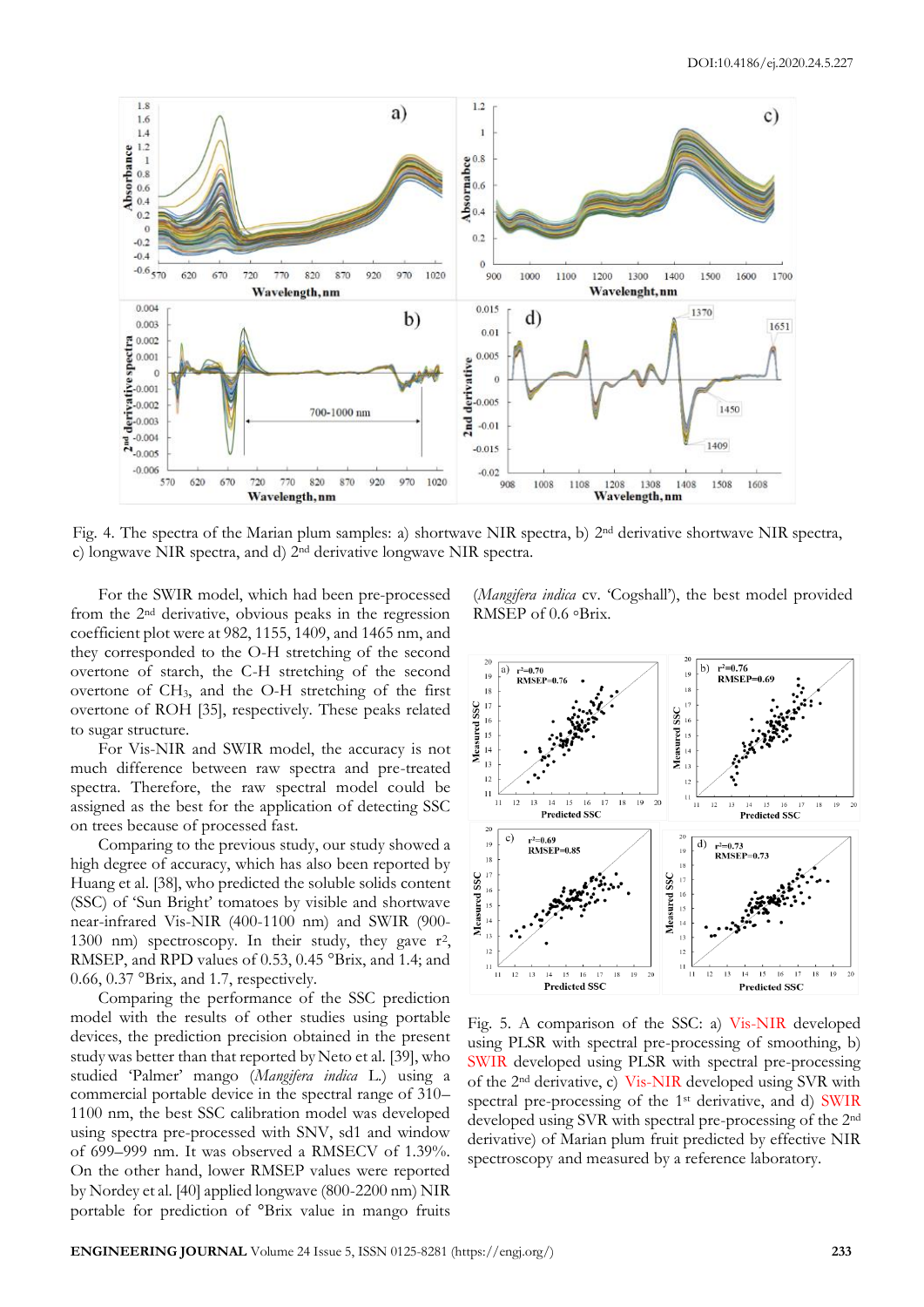Fig. 4. The spectra of the Marian plum samples: a) shortwave NIR spectra, b) 2nd derivative shortwave NIR spectra, c) longwave NIR spectra, and d) 2nd derivative longwave NIR spectra.

For the SWIR model, which had been pre-processed from the 2nd derivative, obvious peaks in the regression coefficient plot were at 982, 1155, 1409, and 1465 nm, and they corresponded to the O-H stretching of the second overtone of starch, the C-H stretching of the second overtone of $CH_3$, and the O-H stretching of the first overtone of ROH [35], respectively. These peaks related to sugar structure.

For Vis-NIR and SWIR model, the accuracy is not much difference between raw spectra and pre-treated spectra. Therefore, the raw spectral model could be assigned as the best for the application of detecting SSC on trees because of processed fast.

Comparing to the previous study, our study showed a high degree of accuracy, which has also been reported by Huang et al. [38], who predicted the soluble solids content (SSC) of 'Sun Bright' tomatoes by visible and shortwave near-infrared Vis-NIR (400-1100 nm) and SWIR (900-1300 nm) spectroscopy. In their study, they gave $r^2$, RMSEP, and RPD values of 0.53, 0.45 °Brix, and 1.4; and 0.66, 0.37 °Brix, and 1.7, respectively.

Comparing the performance of the SSC prediction model with the results of other studies using portable devices, the prediction precision obtained in the present study was better than that reported by Neto et al. [39], who studied 'Palmer' mango (*Mangifera indica* L.) using a commercial portable device in the spectral range of 310–1100 nm, the best SSC calibration model was developed using spectra pre-processed with SNV, sd1 and window of 699–999 nm. It was observed a RMSECV of 1.39%. On the other hand, lower RMSEP values were reported by Nordey et al. [40] applied longwave (800-2200 nm) NIR portable for prediction of °Brix value in mango fruits (*Mangifera indica* cv. 'Cogshall'), the best model provided RMSEP of 0.6 °Brix.

Fig. 5. A comparison of the SSC: a) Vis-NIR developed using PLSR with spectral pre-processing of smoothing, b) SWIR developed using PLSR with spectral pre-processing of the 2nd derivative, c) Vis-NIR developed using SVR with spectral pre-processing of the 1st derivative, and d) SWIR developed using SVR with spectral pre-processing of the 2nd derivative) of Marian plum fruit predicted by effective NIR spectroscopy and measured by a reference laboratory.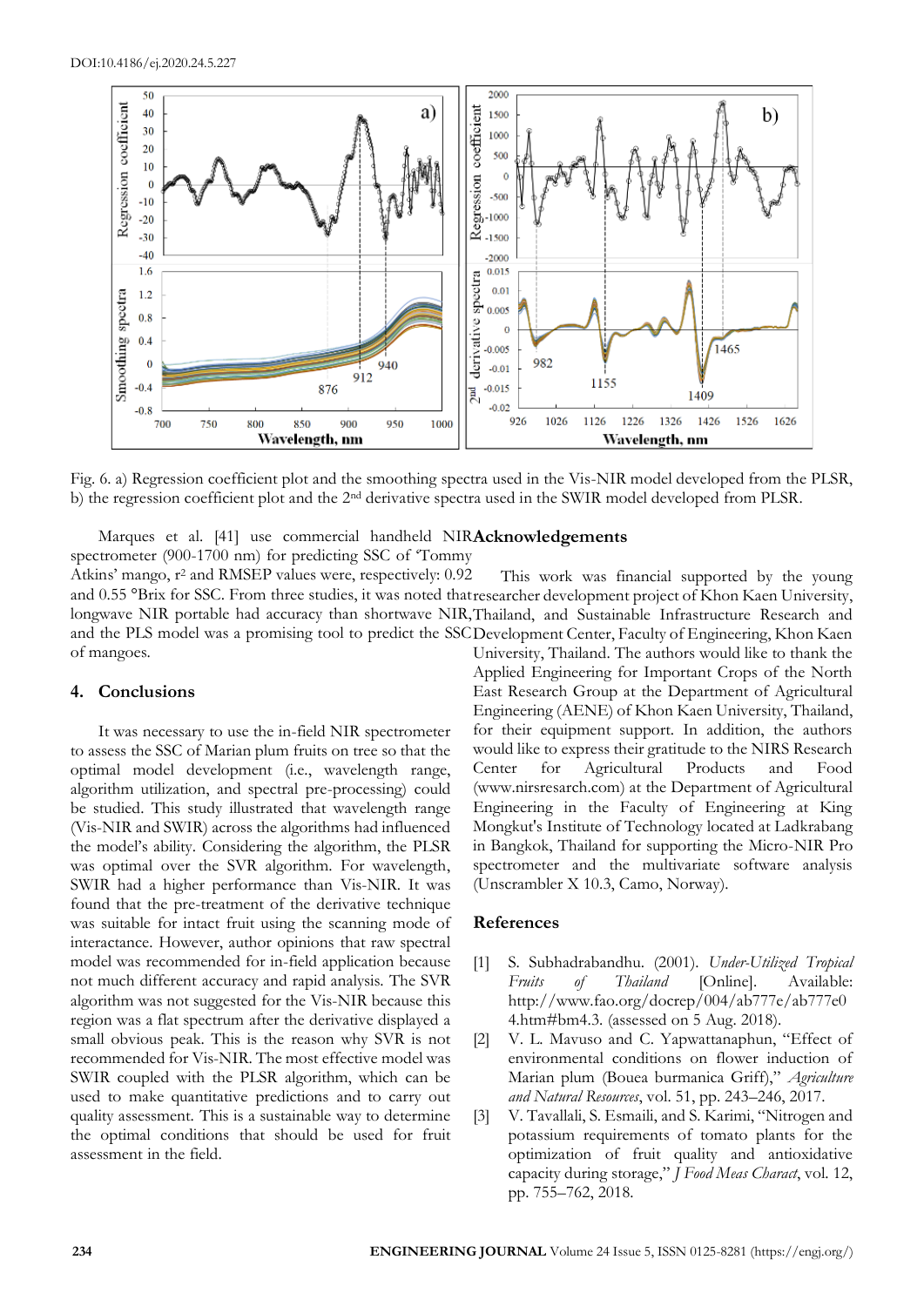Fig. 6. a) Regression coefficient plot and the smoothing spectra used in the Vis-NIR model developed from the PLSR, b) the regression coefficient plot and the 2nd derivative spectra used in the SWIR model developed from PLSR.

Marques et al. [41] use commercial handheld NIR spectrometer (900-1700 nm) for predicting SSC of 'Tommy Atkins' mango, $r^2$ and RMSEP values were, respectively: 0.92 and 0.55 °Brix for SSC. From three studies, it was noted that longwave NIR portable had accuracy than shortwave NIR, and the PLS model was a promising tool to predict the SSC of mangoes.

## 4. Conclusions

It was necessary to use the in-field NIR spectrometer to assess the SSC of Marian plum fruits on tree so that the optimal model development (i.e., wavelength range, algorithm utilization, and spectral pre-processing) could be studied. This study illustrated that wavelength range (Vis-NIR and SWIR) across the algorithms had influenced the model's ability. Considering the algorithm, the PLSR was optimal over the SVR algorithm. For wavelength, SWIR had a higher performance than Vis-NIR. It was found that the pre-treatment of the derivative technique was suitable for intact fruit using the scanning mode of interactance. However, author opinions that raw spectral model was recommended for in-field application because not much different accuracy and rapid analysis. The SVR algorithm was not suggested for the Vis-NIR because this region was a flat spectrum after the derivative displayed a small obvious peak. This is the reason why SVR is not recommended for Vis-NIR. The most effective model was SWIR coupled with the PLSR algorithm, which can be used to make quantitative predictions and to carry out quality assessment. This is a sustainable way to determine the optimal conditions that should be used for fruit assessment in the field.

## Acknowledgements

This work was financial supported by the young researcher development project of Khon Kaen University, Thailand, and Sustainable Infrastructure Research and Development Center, Faculty of Engineering, Khon Kaen University, Thailand. The authors would like to thank the Applied Engineering for Important Crops of the North East Research Group at the Department of Agricultural Engineering (AENE) of Khon Kaen University, Thailand, for their equipment support. In addition, the authors would like to express their gratitude to the NIRS Research Center for Agricultural Products and Food (www.nirsresarch.com) at the Department of Agricultural Engineering in the Faculty of Engineering at King Mongkut's Institute of Technology located at Ladkrabang in Bangkok, Thailand for supporting the Micro-NIR Pro spectrometer and the multivariate software analysis (Unscrambler X 10.3, Camo, Norway).

## References

[1] S. Subhadrabandhu. (2001). *Under-Utilized Tropical Fruits of Thailand* [Online]. Available: http://www.fao.org/docrep/004/ab777e/ab777e04.htm#bm4.3. (assessed on 5 Aug. 2018).

[2] V. L. Mavuso and C. Yapwattanaphun, "Effect of environmental conditions on flower induction of Marian plum (Bouea burmanica Griff)," *Agriculture and Natural Resources*, vol. 51, pp. 243–246, 2017.

[3] V. Tavallali, S. Esmaili, and S. Karimi, "Nitrogen and potassium requirements of tomato plants for the optimization of fruit quality and antioxidative capacity during storage," *J Food Meas Charact*, vol. 12, pp. 755–762, 2018.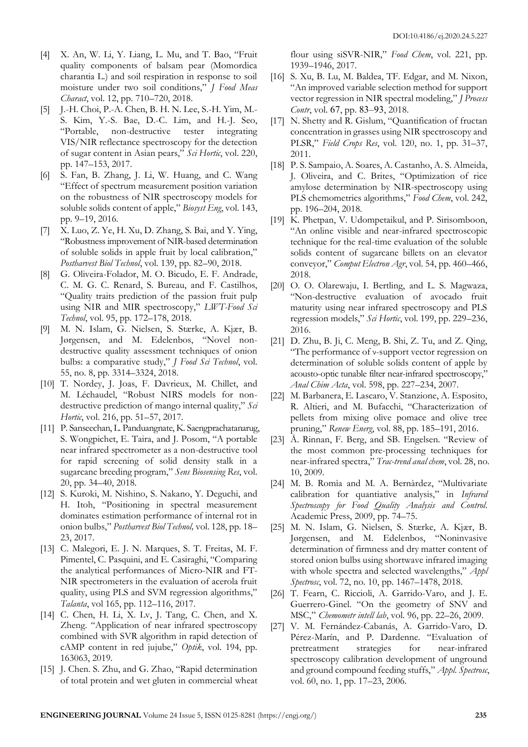[4] X. An, W. Li, Y. Liang, L. Mu, and T. Bao, "Fruit quality components of balsam pear (Momordica charantia L.) and soil respiration in response to soil moisture under two soil conditions," *J Food Meas Charact*, vol. 12, pp. 710–720, 2018.

[5] J.-H. Choi, P.-A. Chen, B. H. N. Lee, S.-H. Yim, M.-S. Kim, Y.-S. Bae, D.-C. Lim, and H.-J. Seo, "Portable, non-destructive tester integrating VIS/NIR reflectance spectroscopy for the detection of sugar content in Asian pears," *Sci Hortic*, vol. 220, pp. 147–153, 2017.

[6] S. Fan, B. Zhang, J. Li, W. Huang, and C. Wang "Effect of spectrum measurement position variation on the robustness of NIR spectroscopy models for soluble solids content of apple," *Biosyst Eng*, vol. 143, pp. 9–19, 2016.

[7] X. Luo, Z. Ye, H. Xu, D. Zhang, S. Bai, and Y. Ying, "Robustness improvement of NIR-based determination of soluble solids in apple fruit by local calibration," *Postharvest Biol Technol*, vol. 139, pp. 82–90, 2018.

[8] G. Oliveira-Folador, M. O. Bicudo, E. F. Andrade, C. M. G. C. Renard, S. Bureau, and F. Castilhos, "Quality traits prediction of the passion fruit pulp using NIR and MIR spectroscopy," *LWT-Food Sci Technol*, vol. 95, pp. 172–178, 2018.

[9] M. N. Islam, G. Nielsen, S. Stærke, A. Kjær, B. Jørgensen, and M. Edelenbos, "Novel non-destructive quality assessment techniques of onion bulbs: a comparative study," *J Food Sci Technol*, vol. 55, no. 8, pp. 3314–3324, 2018.

[10] T. Nordey, J. Joas, F. Davrieux, M. Chillet, and M. Léchaudel, "Robust NIRS models for non-destructive prediction of mango internal quality," *Sci Hortic*, vol. 216, pp. 51–57, 2017.

[11] P. Sanseechan, L. Panduangnate, K. Saengprachatanarug, S. Wongpichet, E. Taira, and J. Posom, "A portable near infrared spectrometer as a non-destructive tool for rapid screening of solid density stalk in a sugarcane breeding program," *Sens Biosensing Res*, vol. 20, pp. 34–40, 2018.

[12] S. Kuroki, M. Nishino, S. Nakano, Y. Deguchi, and H. Itoh, "Positioning in spectral measurement dominates estimation performance of internal rot in onion bulbs," *Postharvest Biol Technol*, vol. 128, pp. 18–23, 2017.

[13] C. Malegori, E. J. N. Marques, S. T. Freitas, M. F. Pimentel, C. Pasquini, and E. Casiraghi, "Comparing the analytical performances of Micro-NIR and FT-NIR spectrometers in the evaluation of acerola fruit quality, using PLS and SVM regression algorithms," *Talanta*, vol 165, pp. 112–116, 2017.

[14] C. Chen, H. Li, X. Lv, J. Tang, C. Chen, and X. Zheng. "Application of near infrared spectroscopy combined with SVR algorithm in rapid detection of cAMP content in red jujube," *Optik*, vol. 194, pp. 163063, 2019.

[15] J. Chen. S. Zhu, and G. Zhao, "Rapid determination of total protein and wet gluten in commercial wheat flour using siSVR-NIR," *Food Chem*, vol. 221, pp. 1939–1946, 2017.

[16] S. Xu, B. Lu, M. Baldea, TF. Edgar, and M. Nixon, "An improved variable selection method for support vector regression in NIR spectral modeling," *J Process Contr*, vol. 67, pp. 83–93, 2018.

[17] N. Shetty and R. Gislum, "Quantification of fructan concentration in grasses using NIR spectroscopy and PLSR," *Field Crops Res*, vol. 120, no. 1, pp. 31–37, 2011.

[18] P. S. Sampaio, A. Soares, A. Castanho, A. S. Almeida, J. Oliveira, and C. Brites, "Optimization of rice amylose determination by NIR-spectroscopy using PLS chemometrics algorithms," *Food Chem*, vol. 242, pp. 196–204, 2018.

[19] K. Phetpan, V. Udompetaikul, and P. Sirisomboon, "An online visible and near-infrared spectroscopic technique for the real-time evaluation of the soluble solids content of sugarcane billets on an elevator conveyor," *Comput Electron Agr*, vol. 54, pp. 460–466, 2018.

[20] O. O. Olarewaju, I. Bertling, and L. S. Magwaza, "Non-destructive evaluation of avocado fruit maturity using near infrared spectroscopy and PLS regression models," *Sci Hortic*, vol. 199, pp. 229–236, 2016.

[21] D. Zhu, B. Ji, C. Meng, B. Shi, Z. Tu, and Z. Qing, "The performance of ν-support vector regression on determination of soluble solids content of apple by acousto-optic tunable filter near-infrared spectroscopy," *Anal Chim Acta*, vol. 598, pp. 227–234, 2007.

[22] M. Barbanera, E. Lascaro, V. Stanzione, A. Esposito, R. Altieri, and M. Bufacchi, "Characterization of pellets from mixing olive pomace and olive tree pruning," *Renew Energ*, vol. 88, pp. 185–191, 2016.

[23] Å. Rinnan, F. Berg, and SB. Engelsen. "Review of the most common pre-processing techniques for near-infrared spectra," *Trac-trend anal chem*, vol. 28, no. 10, 2009.

[24] M. B. Romìa and M. A. Bernàrdez, "Multivariate calibration for quantiative analysis," in *Infrared Spectroscopy for Food Quality Analysis and Control*. Academic Press, 2009, pp. 74–75.

[25] M. N. Islam, G. Nielsen, S. Stærke, A. Kjær, B. Jørgensen, and M. Edelenbos, "Noninvasive determination of firmness and dry matter content of stored onion bulbs using shortwave infrared imaging with whole spectra and selected wavelengths," *Appl Spectrosc*, vol. 72, no. 10, pp. 1467–1478, 2018.

[26] T. Fearn, C. Riccioli, A. Garrido-Varo, and J. E. Guerrero-Ginel. "On the geometry of SNV and MSC," *Chemometr intell lab*, vol. 96, pp. 22–26, 2009.

[27] V. M. Fernández-Cabanás, A. Garrido-Varo, D. Pérez-Marín, and P. Dardenne. "Evaluation of pretreatment strategies for near-infrared spectroscopy calibration development of unground and ground compound feeding stuffs," *Appl. Spectrosc*, vol. 60, no. 1, pp. 17–23, 2006.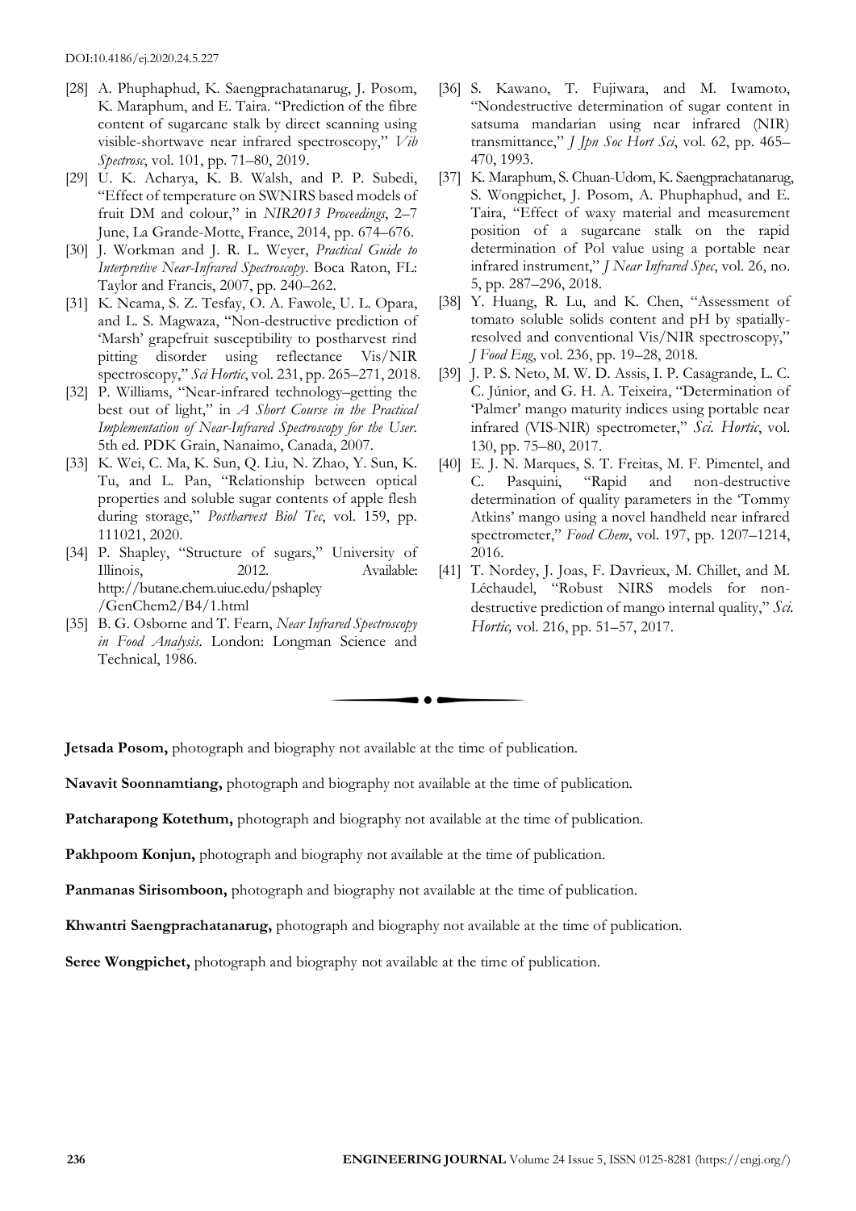[28] A. Phuphaphud, K. Saengprachatanarug, J. Posom, K. Maraphum, and E. Taira. "Prediction of the fibre content of sugarcane stalk by direct scanning using visible-shortwave near infrared spectroscopy," *Vib Spectrosc*, vol. 101, pp. 71–80, 2019.

[29] U. K. Acharya, K. B. Walsh, and P. P. Subedi, "Effect of temperature on SWNIRS based models of fruit DM and colour," in *NIR2013 Proceedings*, 2–7 June, La Grande-Motte, France, 2014, pp. 674–676.

[30] J. Workman and J. R. L. Weyer, *Practical Guide to Interpretive Near-Infrared Spectroscopy*. Boca Raton, FL: Taylor and Francis, 2007, pp. 240–262.

[31] K. Ncama, S. Z. Tesfay, O. A. Fawole, U. L. Opara, and L. S. Magwaza, "Non-destructive prediction of 'Marsh' grapefruit susceptibility to postharvest rind pitting disorder using reflectance Vis/NIR spectroscopy," *Sci Hortic*, vol. 231, pp. 265–271, 2018.

[32] P. Williams, "Near-infrared technology–getting the best out of light," in *A Short Course in the Practical Implementation of Near-Infrared Spectroscopy for the User*. 5th ed. PDK Grain, Nanaimo, Canada, 2007.

[33] K. Wei, C. Ma, K. Sun, Q. Liu, N. Zhao, Y. Sun, K. Tu, and L. Pan, "Relationship between optical properties and soluble sugar contents of apple flesh during storage," *Postharvest Biol Tec*, vol. 159, pp. 111021, 2020.

[34] P. Shapley, "Structure of sugars," University of Illinois, 2012. Available: http://butane.chem.uiuc.edu/pshapley/GenChem2/B4/1.html

[35] B. G. Osborne and T. Fearn, *Near Infrared Spectroscopy in Food Analysis*. London: Longman Science and Technical, 1986.

[36] S. Kawano, T. Fujiwara, and M. Iwamoto, "Nondestructive determination of sugar content in satsuma mandarian using near infrared (NIR) transmittance," *J Jpn Soc Hort Sci*, vol. 62, pp. 465–470, 1993.

[37] K. Maraphum, S. Chuan-Udom, K. Saengprachatanarug, S. Wongpichet, J. Posom, A. Phuphaphud, and E. Taira, "Effect of waxy material and measurement position of a sugarcane stalk on the rapid determination of Pol value using a portable near infrared instrument," *J Near Infrared Spec*, vol. 26, no. 5, pp. 287–296, 2018.

[38] Y. Huang, R. Lu, and K. Chen, "Assessment of tomato soluble solids content and pH by spatially-resolved and conventional Vis/NIR spectroscopy," *J Food Eng*, vol. 236, pp. 19–28, 2018.

[39] J. P. S. Neto, M. W. D. Assis, I. P. Casagrande, L. C. C. Júnior, and G. H. A. Teixeira, "Determination of 'Palmer' mango maturity indices using portable near infrared (VIS-NIR) spectrometer," *Sci. Hortic*, vol. 130, pp. 75–80, 2017.

[40] E. J. N. Marques, S. T. Freitas, M. F. Pimentel, and C. Pasquini, "Rapid and non-destructive determination of quality parameters in the 'Tommy Atkins' mango using a novel handheld near infrared spectrometer," *Food Chem*, vol. 197, pp. 1207–1214, 2016.

[41] T. Nordey, J. Joas, F. Davrieux, M. Chillet, and M. Léchaudel, "Robust NIRS models for non-destructive prediction of mango internal quality," *Sci. Hortic,* vol. 216, pp. 51–57, 2017.

**Jetsada Posom,** photograph and biography not available at the time of publication.

**Navavit Soonnamtiang,** photograph and biography not available at the time of publication.

**Patcharapong Kotethum,** photograph and biography not available at the time of publication.

**Pakhpoom Konjun,** photograph and biography not available at the time of publication.

**Panmanas Sirisomboon,** photograph and biography not available at the time of publication.

**Khwantri Saengprachatanarug,** photograph and biography not available at the time of publication.

**Seree Wongpichet,** photograph and biography not available at the time of publication.